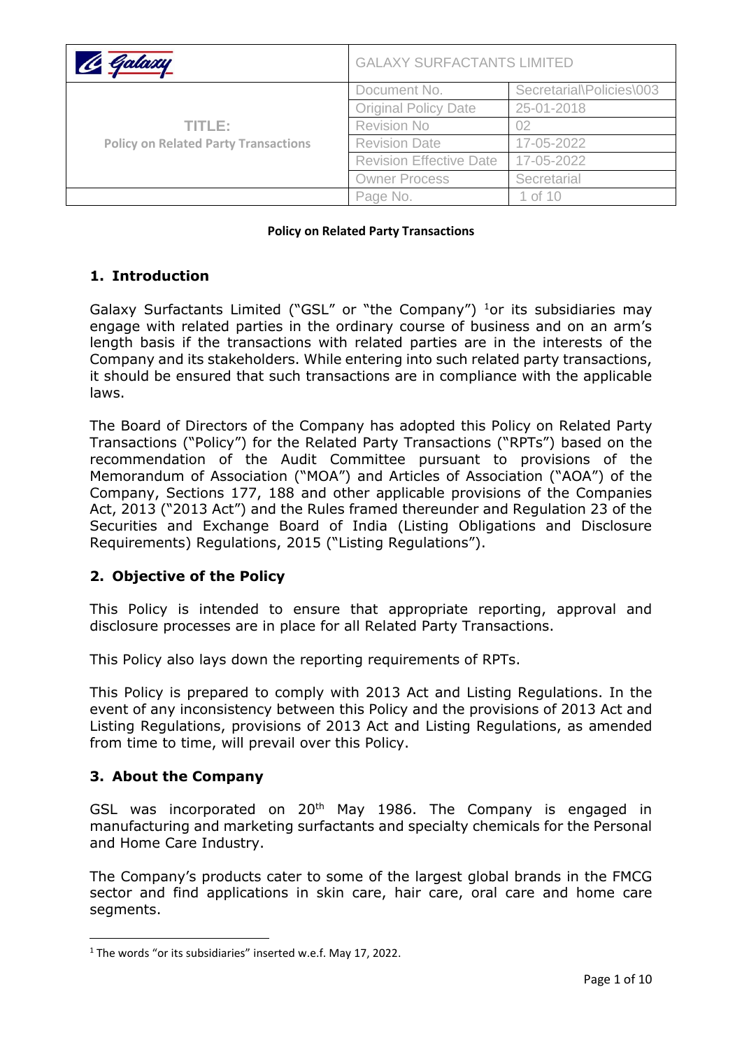| Galaxy | GALAXY SURFACTANTS LIMITED | |
|---|---|---|
| **TITLE:** Policy on Related Party Transactions | Document No. | Secretarial\Policies\003 |
| | Original Policy Date | 25-01-2018 |
| | Revision No | 02 |
| | Revision Date | 17-05-2022 |
| | Revision Effective Date | 17-05-2022 |
| | Owner Process | Secretarial |
| | Page No. | 1 of 10 |

**Policy on Related Party Transactions**

## 1. Introduction

Galaxy Surfactants Limited ("GSL" or "the Company") [1]or its subsidiaries may engage with related parties in the ordinary course of business and on an arm's length basis if the transactions with related parties are in the interests of the Company and its stakeholders. While entering into such related party transactions, it should be ensured that such transactions are in compliance with the applicable laws.

The Board of Directors of the Company has adopted this Policy on Related Party Transactions ("Policy") for the Related Party Transactions ("RPTs") based on the recommendation of the Audit Committee pursuant to provisions of the Memorandum of Association ("MOA") and Articles of Association ("AOA") of the Company, Sections 177, 188 and other applicable provisions of the Companies Act, 2013 ("2013 Act") and the Rules framed thereunder and Regulation 23 of the Securities and Exchange Board of India (Listing Obligations and Disclosure Requirements) Regulations, 2015 ("Listing Regulations").

## 2. Objective of the Policy

This Policy is intended to ensure that appropriate reporting, approval and disclosure processes are in place for all Related Party Transactions.

This Policy also lays down the reporting requirements of RPTs.

This Policy is prepared to comply with 2013 Act and Listing Regulations. In the event of any inconsistency between this Policy and the provisions of 2013 Act and Listing Regulations, provisions of 2013 Act and Listing Regulations, as amended from time to time, will prevail over this Policy.

## 3. About the Company

GSL was incorporated on 20th May 1986. The Company is engaged in manufacturing and marketing surfactants and specialty chemicals for the Personal and Home Care Industry.

The Company's products cater to some of the largest global brands in the FMCG sector and find applications in skin care, hair care, oral care and home care segments.

[1] The words "or its subsidiaries" inserted w.e.f. May 17, 2022.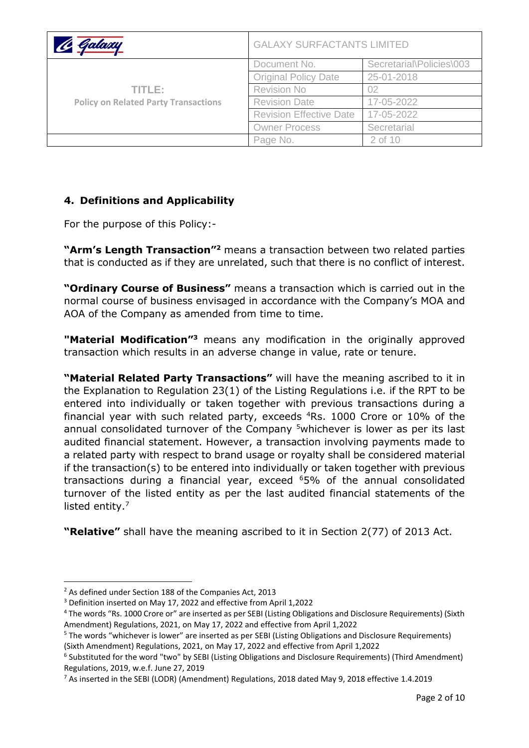## 4. Definitions and Applicability

For the purpose of this Policy:-

**"Arm's Length Transaction"**[2] means a transaction between two related parties that is conducted as if they are unrelated, such that there is no conflict of interest.

**"Ordinary Course of Business"** means a transaction which is carried out in the normal course of business envisaged in accordance with the Company's MOA and AOA of the Company as amended from time to time.

**"Material Modification"**[3] means any modification in the originally approved transaction which results in an adverse change in value, rate or tenure.

**"Material Related Party Transactions"** will have the meaning ascribed to it in the Explanation to Regulation 23(1) of the Listing Regulations i.e. if the RPT to be entered into individually or taken together with previous transactions during a financial year with such related party, exceeds [4]Rs. 1000 Crore or 10% of the annual consolidated turnover of the Company [5]whichever is lower as per its last audited financial statement. However, a transaction involving payments made to a related party with respect to brand usage or royalty shall be considered material if the transaction(s) to be entered into individually or taken together with previous transactions during a financial year, exceed [6]5% of the annual consolidated turnover of the listed entity as per the last audited financial statements of the listed entity.[7]

**"Relative"** shall have the meaning ascribed to it in Section 2(77) of 2013 Act.

---

[2] As defined under Section 188 of the Companies Act, 2013

[3] Definition inserted on May 17, 2022 and effective from April 1,2022

[4] The words "Rs. 1000 Crore or" are inserted as per SEBI (Listing Obligations and Disclosure Requirements) (Sixth Amendment) Regulations, 2021, on May 17, 2022 and effective from April 1,2022

[5] The words "whichever is lower" are inserted as per SEBI (Listing Obligations and Disclosure Requirements) (Sixth Amendment) Regulations, 2021, on May 17, 2022 and effective from April 1,2022

[6] Substituted for the word "two" by SEBI (Listing Obligations and Disclosure Requirements) (Third Amendment) Regulations, 2019, w.e.f. June 27, 2019

[7] As inserted in the SEBI (LODR) (Amendment) Regulations, 2018 dated May 9, 2018 effective 1.4.2019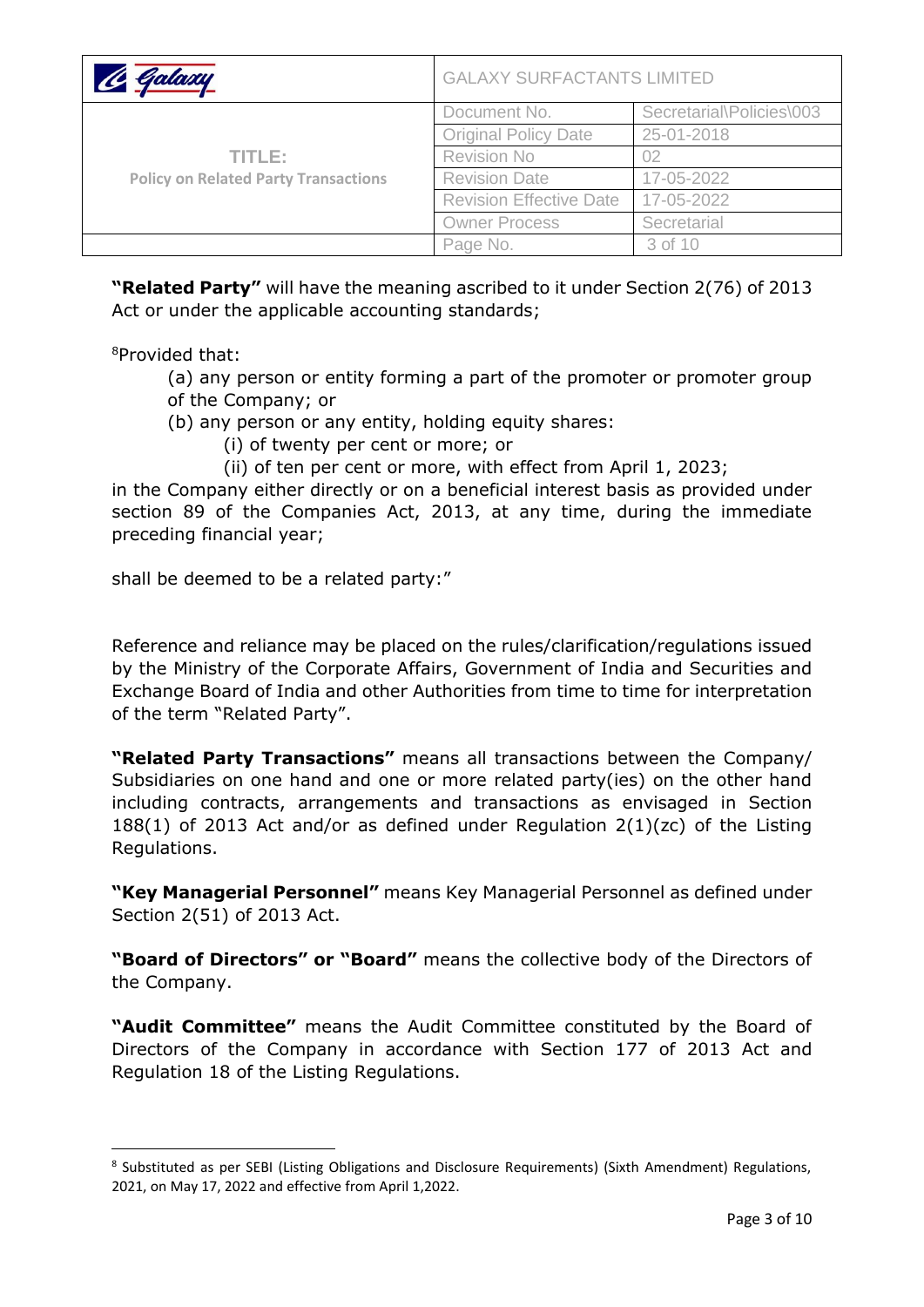**"Related Party"** will have the meaning ascribed to it under Section 2(76) of 2013 Act or under the applicable accounting standards;

[8]Provided that:

(a) any person or entity forming a part of the promoter or promoter group of the Company; or

(b) any person or any entity, holding equity shares:

(i) of twenty per cent or more; or

(ii) of ten per cent or more, with effect from April 1, 2023;

in the Company either directly or on a beneficial interest basis as provided under section 89 of the Companies Act, 2013, at any time, during the immediate preceding financial year;

shall be deemed to be a related party:"

Reference and reliance may be placed on the rules/clarification/regulations issued by the Ministry of the Corporate Affairs, Government of India and Securities and Exchange Board of India and other Authorities from time to time for interpretation of the term "Related Party".

**"Related Party Transactions"** means all transactions between the Company/ Subsidiaries on one hand and one or more related party(ies) on the other hand including contracts, arrangements and transactions as envisaged in Section 188(1) of 2013 Act and/or as defined under Regulation 2(1)(zc) of the Listing Regulations.

**"Key Managerial Personnel"** means Key Managerial Personnel as defined under Section 2(51) of 2013 Act.

**"Board of Directors" or "Board"** means the collective body of the Directors of the Company.

**"Audit Committee"** means the Audit Committee constituted by the Board of Directors of the Company in accordance with Section 177 of 2013 Act and Regulation 18 of the Listing Regulations.

---

[8] Substituted as per SEBI (Listing Obligations and Disclosure Requirements) (Sixth Amendment) Regulations, 2021, on May 17, 2022 and effective from April 1,2022.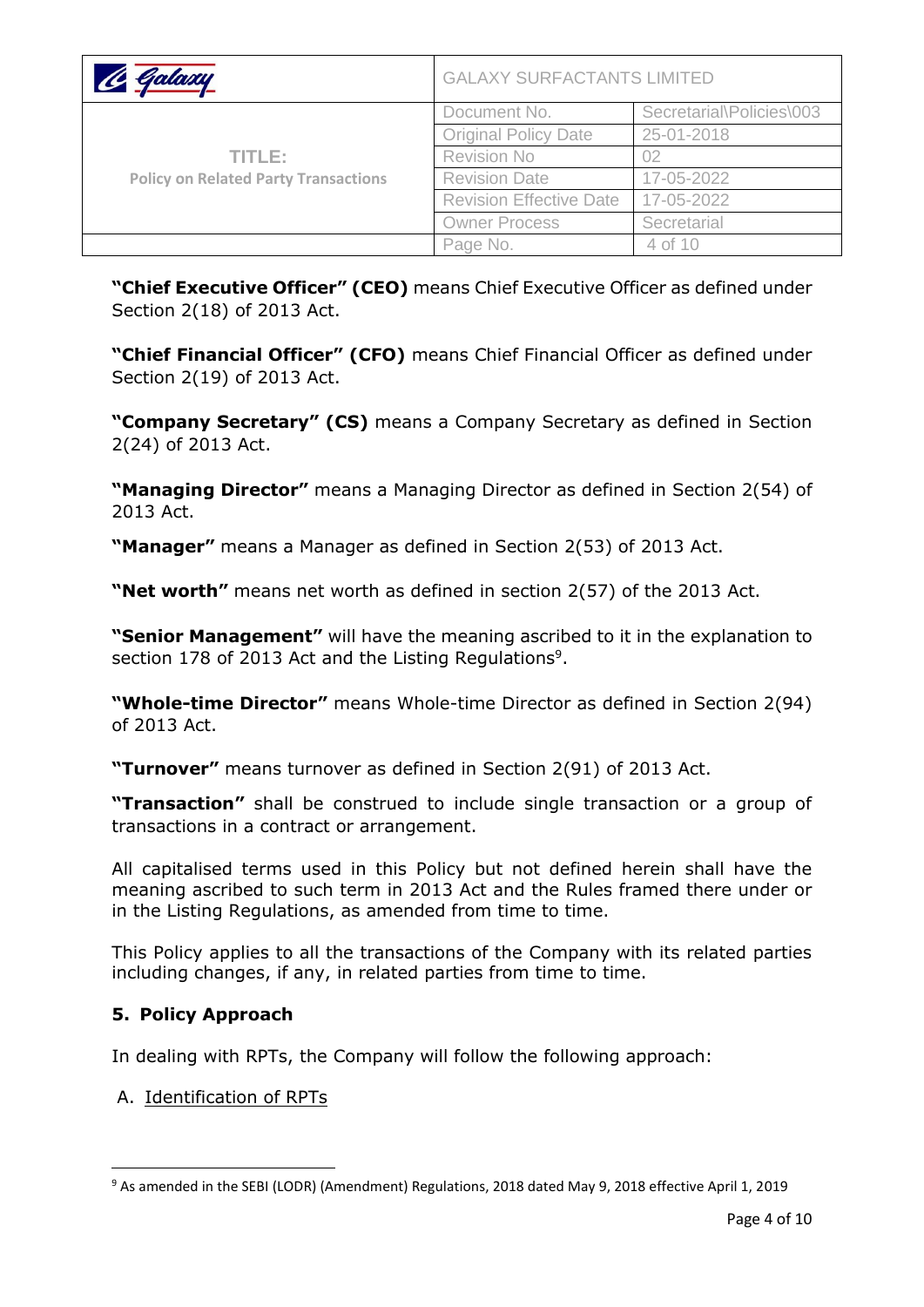**"Chief Executive Officer" (CEO)** means Chief Executive Officer as defined under Section 2(18) of 2013 Act.

**"Chief Financial Officer" (CFO)** means Chief Financial Officer as defined under Section 2(19) of 2013 Act.

**"Company Secretary" (CS)** means a Company Secretary as defined in Section 2(24) of 2013 Act.

**"Managing Director"** means a Managing Director as defined in Section 2(54) of 2013 Act.

**"Manager"** means a Manager as defined in Section 2(53) of 2013 Act.

**"Net worth"** means net worth as defined in section 2(57) of the 2013 Act.

**"Senior Management"** will have the meaning ascribed to it in the explanation to section 178 of 2013 Act and the Listing Regulations[9].

**"Whole-time Director"** means Whole-time Director as defined in Section 2(94) of 2013 Act.

**"Turnover"** means turnover as defined in Section 2(91) of 2013 Act.

**"Transaction"** shall be construed to include single transaction or a group of transactions in a contract or arrangement.

All capitalised terms used in this Policy but not defined herein shall have the meaning ascribed to such term in 2013 Act and the Rules framed there under or in the Listing Regulations, as amended from time to time.

This Policy applies to all the transactions of the Company with its related parties including changes, if any, in related parties from time to time.

## 5. Policy Approach

In dealing with RPTs, the Company will follow the following approach:

A. <u>Identification of RPTs</u>

[9] As amended in the SEBI (LODR) (Amendment) Regulations, 2018 dated May 9, 2018 effective April 1, 2019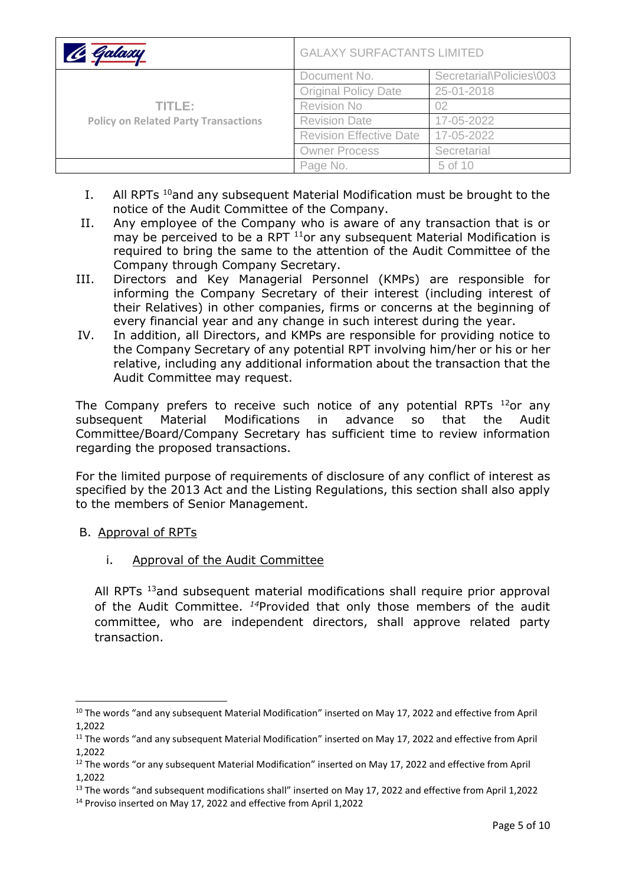I. All RPTs [10] and any subsequent Material Modification must be brought to the notice of the Audit Committee of the Company.

II. Any employee of the Company who is aware of any transaction that is or may be perceived to be a RPT [11] or any subsequent Material Modification is required to bring the same to the attention of the Audit Committee of the Company through Company Secretary.

III. Directors and Key Managerial Personnel (KMPs) are responsible for informing the Company Secretary of their interest (including interest of their Relatives) in other companies, firms or concerns at the beginning of every financial year and any change in such interest during the year.

IV. In addition, all Directors, and KMPs are responsible for providing notice to the Company Secretary of any potential RPT involving him/her or his or her relative, including any additional information about the transaction that the Audit Committee may request.

The Company prefers to receive such notice of any potential RPTs [12] or any subsequent Material Modifications in advance so that the Audit Committee/Board/Company Secretary has sufficient time to review information regarding the proposed transactions.

For the limited purpose of requirements of disclosure of any conflict of interest as specified by the 2013 Act and the Listing Regulations, this section shall also apply to the members of Senior Management.

B. Approval of RPTs

i. Approval of the Audit Committee

All RPTs [13] and subsequent material modifications shall require prior approval of the Audit Committee. [14] Provided that only those members of the audit committee, who are independent directors, shall approve related party transaction.

---

[10] The words "and any subsequent Material Modification" inserted on May 17, 2022 and effective from April 1,2022

[11] The words "and any subsequent Material Modification" inserted on May 17, 2022 and effective from April 1,2022

[12] The words "or any subsequent Material Modification" inserted on May 17, 2022 and effective from April 1,2022

[13] The words "and subsequent modifications shall" inserted on May 17, 2022 and effective from April 1,2022

[14] Proviso inserted on May 17, 2022 and effective from April 1,2022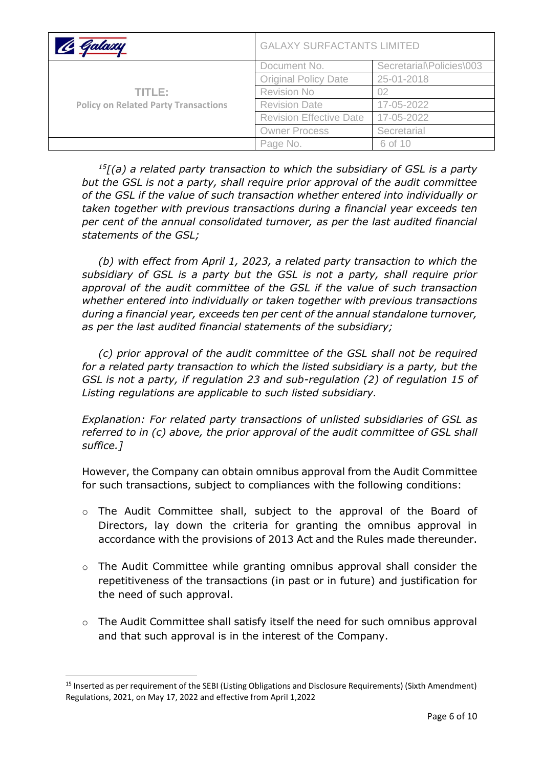[15][(a) a related party transaction to which the subsidiary of GSL is a party but the GSL is not a party, shall require prior approval of the audit committee of the GSL if the value of such transaction whether entered into individually or taken together with previous transactions during a financial year exceeds ten per cent of the annual consolidated turnover, as per the last audited financial statements of the GSL;*

*(b) with effect from April 1, 2023, a related party transaction to which the subsidiary of GSL is a party but the GSL is not a party, shall require prior approval of the audit committee of the GSL if the value of such transaction whether entered into individually or taken together with previous transactions during a financial year, exceeds ten per cent of the annual standalone turnover, as per the last audited financial statements of the subsidiary;*

*(c) prior approval of the audit committee of the GSL shall not be required for a related party transaction to which the listed subsidiary is a party, but the GSL is not a party, if regulation 23 and sub-regulation (2) of regulation 15 of Listing regulations are applicable to such listed subsidiary.*

*Explanation: For related party transactions of unlisted subsidiaries of GSL as referred to in (c) above, the prior approval of the audit committee of GSL shall suffice.]*

However, the Company can obtain omnibus approval from the Audit Committee for such transactions, subject to compliances with the following conditions:

- The Audit Committee shall, subject to the approval of the Board of Directors, lay down the criteria for granting the omnibus approval in accordance with the provisions of 2013 Act and the Rules made thereunder.
- The Audit Committee while granting omnibus approval shall consider the repetitiveness of the transactions (in past or in future) and justification for the need of such approval.
- The Audit Committee shall satisfy itself the need for such omnibus approval and that such approval is in the interest of the Company.

[15] Inserted as per requirement of the SEBI (Listing Obligations and Disclosure Requirements) (Sixth Amendment) Regulations, 2021, on May 17, 2022 and effective from April 1,2022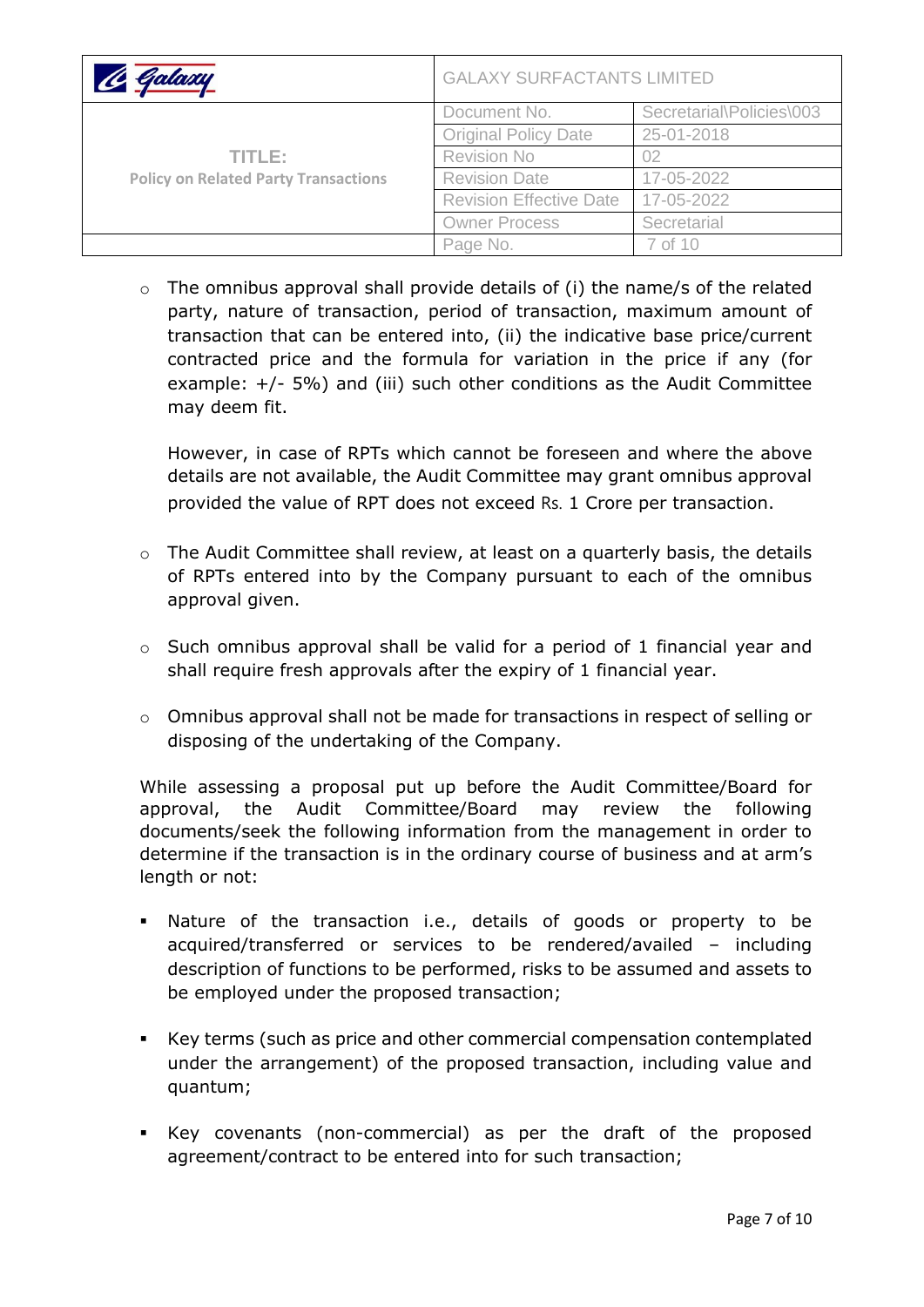- The omnibus approval shall provide details of (i) the name/s of the related party, nature of transaction, period of transaction, maximum amount of transaction that can be entered into, (ii) the indicative base price/current contracted price and the formula for variation in the price if any (for example: +/- 5%) and (iii) such other conditions as the Audit Committee may deem fit.

  However, in case of RPTs which cannot be foreseen and where the above details are not available, the Audit Committee may grant omnibus approval provided the value of RPT does not exceed Rs. 1 Crore per transaction.

- The Audit Committee shall review, at least on a quarterly basis, the details of RPTs entered into by the Company pursuant to each of the omnibus approval given.

- Such omnibus approval shall be valid for a period of 1 financial year and shall require fresh approvals after the expiry of 1 financial year.

- Omnibus approval shall not be made for transactions in respect of selling or disposing of the undertaking of the Company.

While assessing a proposal put up before the Audit Committee/Board for approval, the Audit Committee/Board may review the following documents/seek the following information from the management in order to determine if the transaction is in the ordinary course of business and at arm's length or not:

- Nature of the transaction i.e., details of goods or property to be acquired/transferred or services to be rendered/availed – including description of functions to be performed, risks to be assumed and assets to be employed under the proposed transaction;

- Key terms (such as price and other commercial compensation contemplated under the arrangement) of the proposed transaction, including value and quantum;

- Key covenants (non-commercial) as per the draft of the proposed agreement/contract to be entered into for such transaction;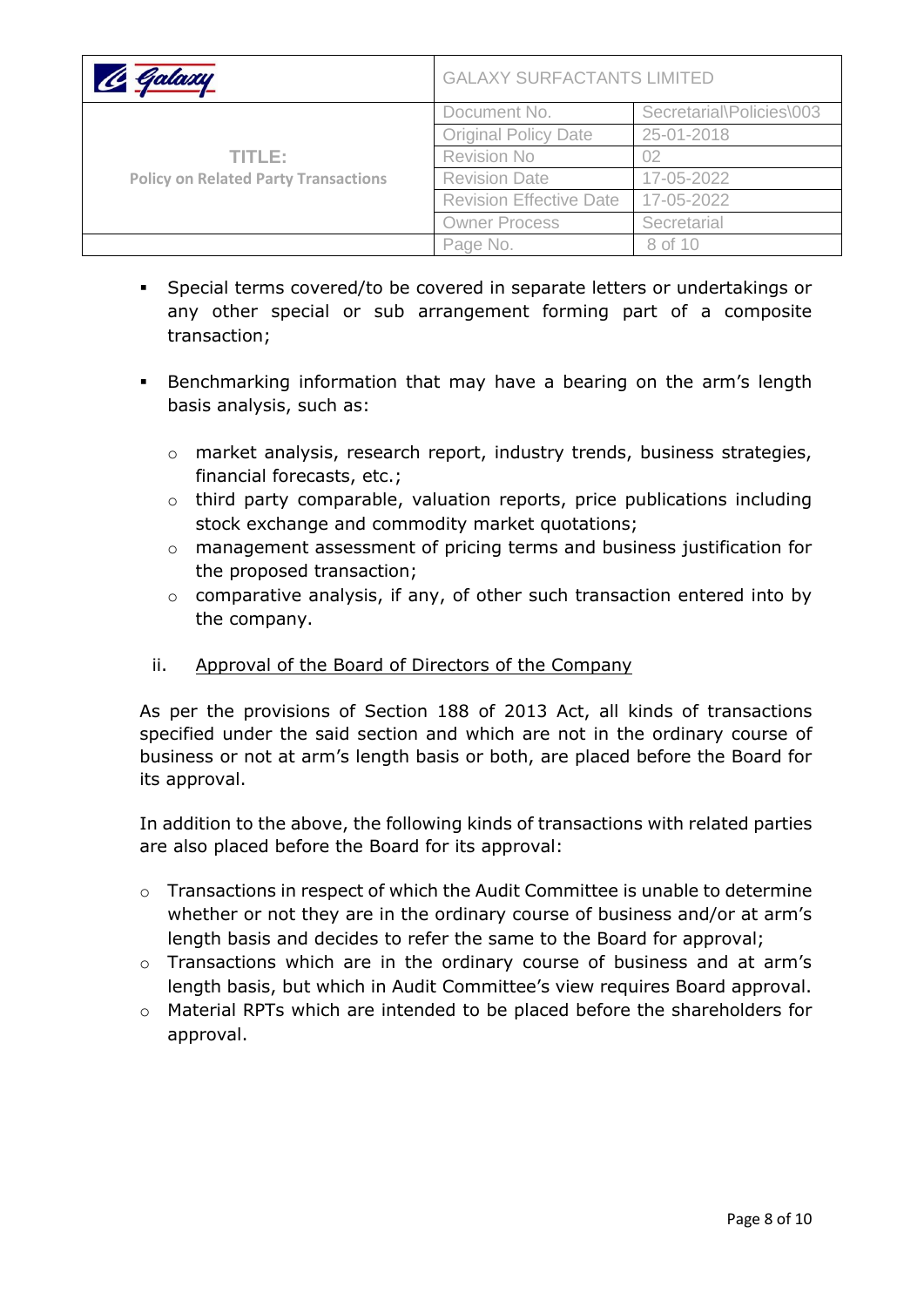- Special terms covered/to be covered in separate letters or undertakings or any other special or sub arrangement forming part of a composite transaction;

- Benchmarking information that may have a bearing on the arm's length basis analysis, such as:

  - market analysis, research report, industry trends, business strategies, financial forecasts, etc.;
  - third party comparable, valuation reports, price publications including stock exchange and commodity market quotations;
  - management assessment of pricing terms and business justification for the proposed transaction;
  - comparative analysis, if any, of other such transaction entered into by the company.

ii. Approval of the Board of Directors of the Company

As per the provisions of Section 188 of 2013 Act, all kinds of transactions specified under the said section and which are not in the ordinary course of business or not at arm's length basis or both, are placed before the Board for its approval.

In addition to the above, the following kinds of transactions with related parties are also placed before the Board for its approval:

- Transactions in respect of which the Audit Committee is unable to determine whether or not they are in the ordinary course of business and/or at arm's length basis and decides to refer the same to the Board for approval;
- Transactions which are in the ordinary course of business and at arm's length basis, but which in Audit Committee's view requires Board approval.
- Material RPTs which are intended to be placed before the shareholders for approval.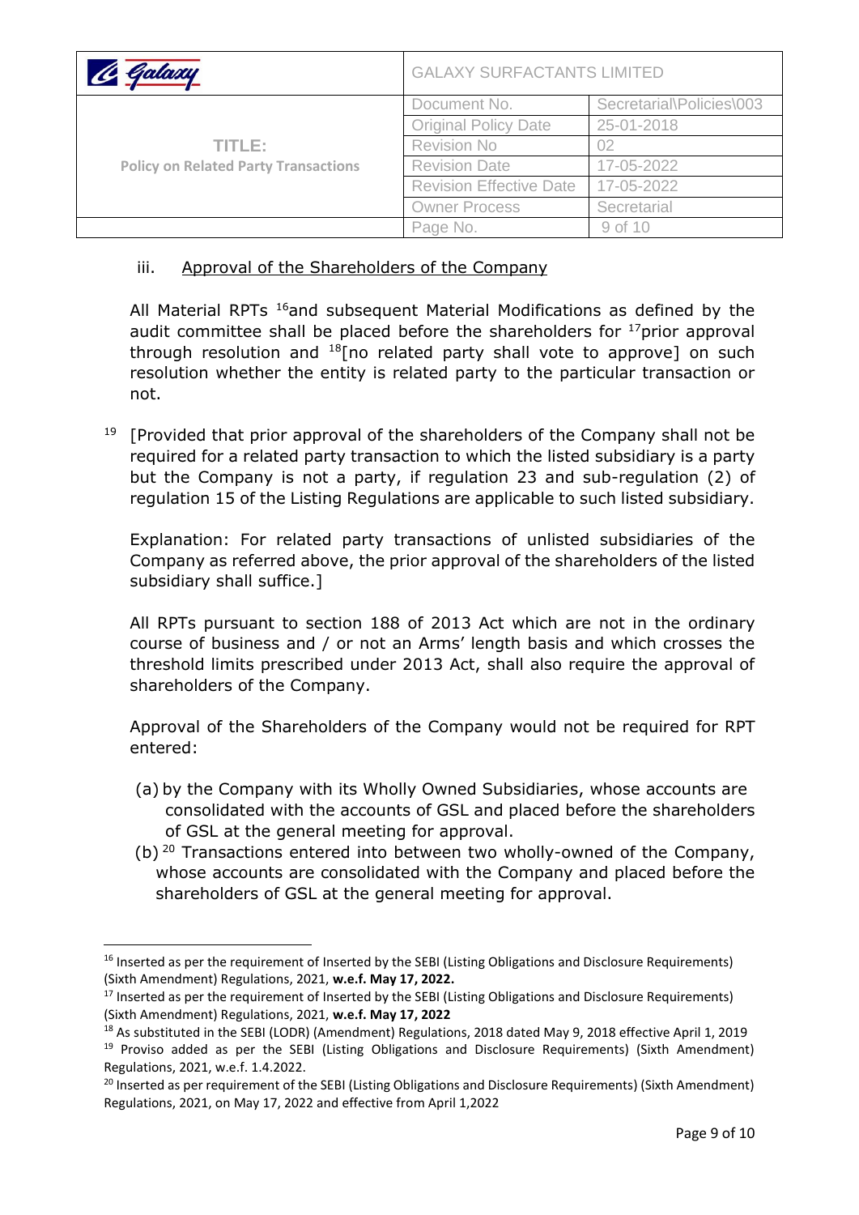iii. Approval of the Shareholders of the Company

All Material RPTs [16]and subsequent Material Modifications as defined by the audit committee shall be placed before the shareholders for [17]prior approval through resolution and [18][no related party shall vote to approve] on such resolution whether the entity is related party to the particular transaction or not.

[19] [Provided that prior approval of the shareholders of the Company shall not be required for a related party transaction to which the listed subsidiary is a party but the Company is not a party, if regulation 23 and sub-regulation (2) of regulation 15 of the Listing Regulations are applicable to such listed subsidiary.

Explanation: For related party transactions of unlisted subsidiaries of the Company as referred above, the prior approval of the shareholders of the listed subsidiary shall suffice.]

All RPTs pursuant to section 188 of 2013 Act which are not in the ordinary course of business and / or not an Arms' length basis and which crosses the threshold limits prescribed under 2013 Act, shall also require the approval of shareholders of the Company.

Approval of the Shareholders of the Company would not be required for RPT entered:

(a) by the Company with its Wholly Owned Subsidiaries, whose accounts are consolidated with the accounts of GSL and placed before the shareholders of GSL at the general meeting for approval.

(b) [20] Transactions entered into between two wholly-owned of the Company, whose accounts are consolidated with the Company and placed before the shareholders of GSL at the general meeting for approval.

---

[16] Inserted as per the requirement of Inserted by the SEBI (Listing Obligations and Disclosure Requirements) (Sixth Amendment) Regulations, 2021, **w.e.f. May 17, 2022.**

[17] Inserted as per the requirement of Inserted by the SEBI (Listing Obligations and Disclosure Requirements) (Sixth Amendment) Regulations, 2021, **w.e.f. May 17, 2022**

[18] As substituted in the SEBI (LODR) (Amendment) Regulations, 2018 dated May 9, 2018 effective April 1, 2019

[19] Proviso added as per the SEBI (Listing Obligations and Disclosure Requirements) (Sixth Amendment) Regulations, 2021, w.e.f. 1.4.2022.

[20] Inserted as per requirement of the SEBI (Listing Obligations and Disclosure Requirements) (Sixth Amendment) Regulations, 2021, on May 17, 2022 and effective from April 1,2022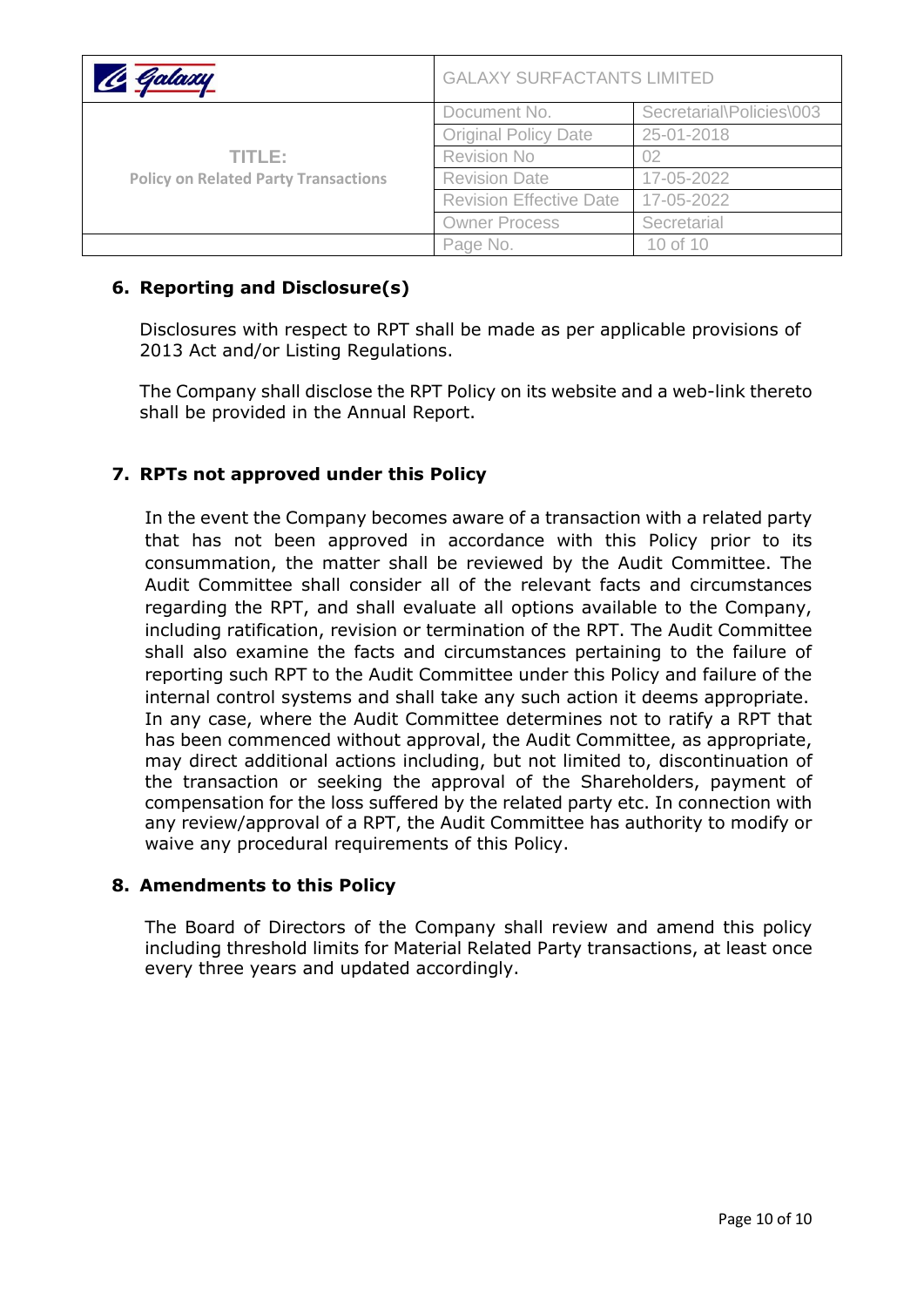## 6. Reporting and Disclosure(s)

Disclosures with respect to RPT shall be made as per applicable provisions of 2013 Act and/or Listing Regulations.

The Company shall disclose the RPT Policy on its website and a web-link thereto shall be provided in the Annual Report.

## 7. RPTs not approved under this Policy

In the event the Company becomes aware of a transaction with a related party that has not been approved in accordance with this Policy prior to its consummation, the matter shall be reviewed by the Audit Committee. The Audit Committee shall consider all of the relevant facts and circumstances regarding the RPT, and shall evaluate all options available to the Company, including ratification, revision or termination of the RPT. The Audit Committee shall also examine the facts and circumstances pertaining to the failure of reporting such RPT to the Audit Committee under this Policy and failure of the internal control systems and shall take any such action it deems appropriate. In any case, where the Audit Committee determines not to ratify a RPT that has been commenced without approval, the Audit Committee, as appropriate, may direct additional actions including, but not limited to, discontinuation of the transaction or seeking the approval of the Shareholders, payment of compensation for the loss suffered by the related party etc. In connection with any review/approval of a RPT, the Audit Committee has authority to modify or waive any procedural requirements of this Policy.

## 8. Amendments to this Policy

The Board of Directors of the Company shall review and amend this policy including threshold limits for Material Related Party transactions, at least once every three years and updated accordingly.